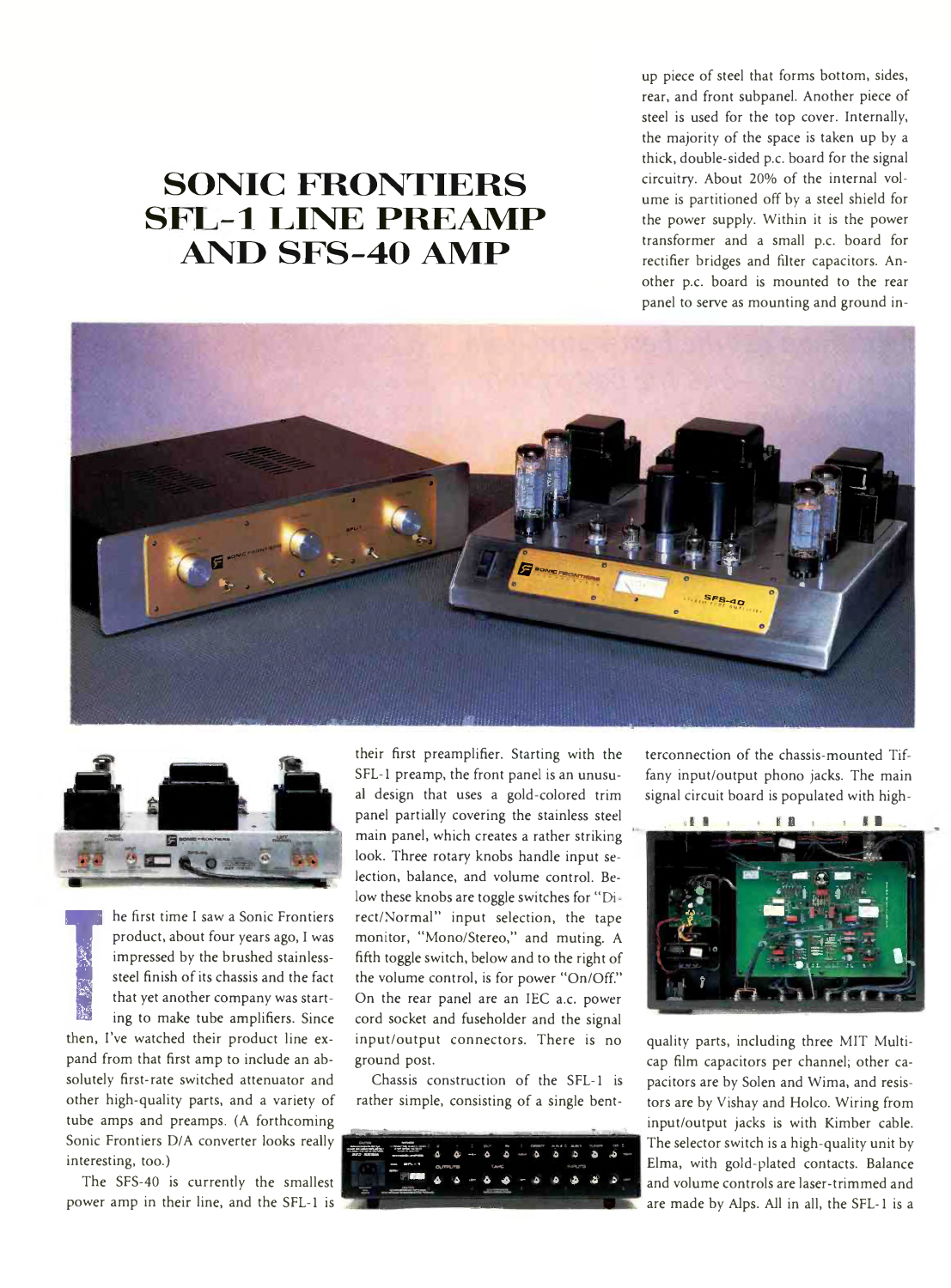# SONIC FRONTIERS SFL-1 LINE PREAMP AND SFS-40 AMP

The first time I saw a Sonic Frontiers product, about four years ago, I was impressed by the brushed stainless-steel finish of its chassis and the fact that yet another company was starting to make tube amplifiers. Since then, I've watched their product line expand from that first amp to include an absolutely first-rate switched attenuator and other high-quality parts, and a variety of tube amps and preamps. (A forthcoming Sonic Frontiers D/A converter looks really interesting, too.)

The SFS-40 is currently the smallest power amp in their line, and the SFL-1 is their first preamplifier. Starting with the SFL-1 preamp, the front panel is an unusual design that uses a gold-colored trim panel partially covering the stainless steel main panel, which creates a rather striking look. Three rotary knobs handle input selection, balance, and volume control. Below these knobs are toggle switches for "Direct/Normal" input selection, the tape monitor, "Mono/Stereo," and muting. A fifth toggle switch, below and to the right of the volume control, is for power "On/Off." On the rear panel are an IEC a.c. power cord socket and fuseholder and the signal input/output connectors. There is no ground post.

Chassis construction of the SFL-1 is rather simple, consisting of a single bent-up piece of steel that forms bottom, sides, rear, and front subpanel. Another piece of steel is used for the top cover. Internally, the majority of the space is taken up by a thick, double-sided p.c. board for the signal circuitry. About 20% of the internal volume is partitioned off by a steel shield for the power supply. Within it is the power transformer and a small p.c. board for rectifier bridges and filter capacitors. Another p.c. board is mounted to the rear panel to serve as mounting and ground interconnection of the chassis-mounted Tiffany input/output phono jacks. The main signal circuit board is populated with high-quality parts, including three MIT Multicap film capacitors per channel; other capacitors are by Solen and Wima, and resistors are by Vishay and Holco. Wiring from input/output jacks is with Kimber cable. The selector switch is a high-quality unit by Elma, with gold-plated contacts. Balance and volume controls are laser-trimmed and are made by Alps. All in all, the SFL-1 is a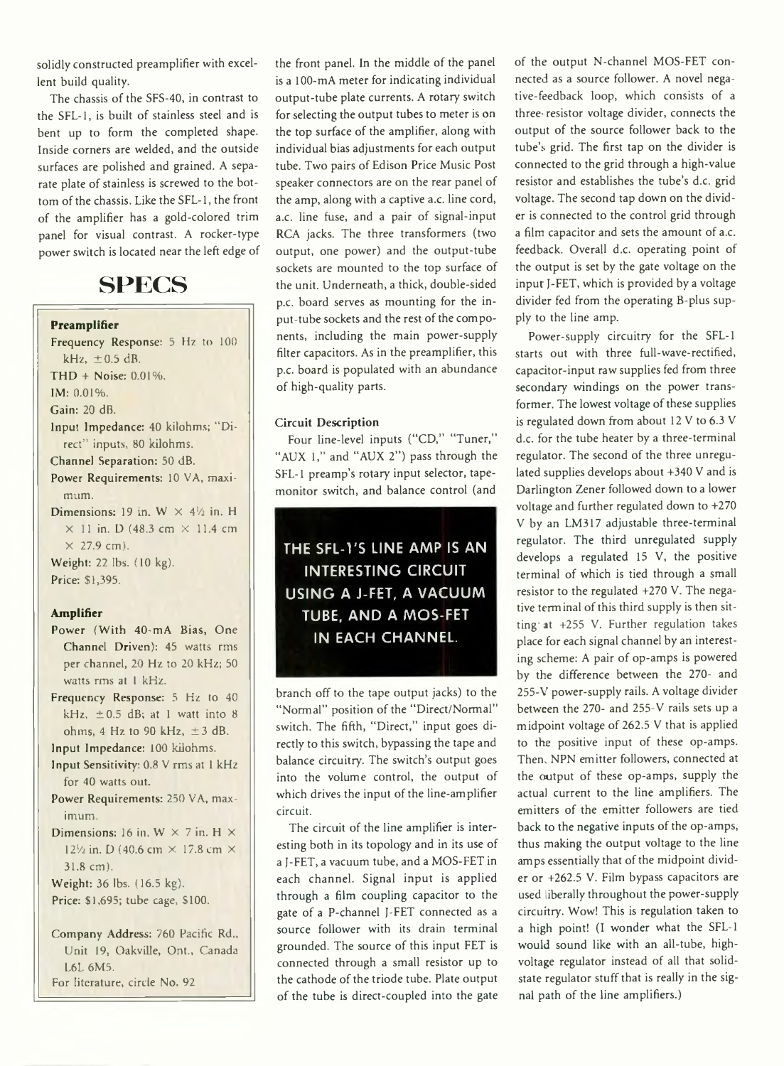solidly constructed preamplifier with excellent build quality.

The chassis of the SFS-40, in contrast to the SFL-1, is built of stainless steel and is bent up to form the completed shape. Inside corners are welded, and the outside surfaces are polished and grained. A separate plate of stainless is screwed to the bottom of the chassis. Like the SFL-1, the front of the amplifier has a gold-colored trim panel for visual contrast. A rocker-type power switch is located near the left edge of the front panel. In the middle of the panel is a 100-mA meter for indicating individual output-tube plate currents. A rotary switch for selecting the output tubes to meter is on the top surface of the amplifier, along with individual bias adjustments for each output tube. Two pairs of Edison Price Music Post speaker connectors are on the rear panel of the amp, along with a captive a.c. line cord, a.c. line fuse, and a pair of signal-input RCA jacks. The three transformers (two output, one power) and the output-tube sockets are mounted to the top surface of the unit. Underneath, a thick, double-sided p.c. board serves as mounting for the input-tube sockets and the rest of the components, including the main power-supply filter capacitors. As in the preamplifier, this p.c. board is populated with an abundance of high-quality parts.

## SPECS

**Preamplifier**

**Frequency Response:** 5 Hz to 100 kHz, ±0.5 dB.

**THD + Noise:** 0.01%.

**IM:** 0.01%.

**Gain:** 20 dB.

**Input Impedance:** 40 kilohms; "Direct" inputs, 80 kilohms.

**Channel Separation:** 50 dB.

**Power Requirements:** 10 VA, maximum.

**Dimensions:** 19 in. W × 4½ in. H × 11 in. D (48.3 cm × 11.4 cm × 27.9 cm).

**Weight:** 22 lbs. (10 kg).

**Price:** $1,395.

**Amplifier**

**Power (With 40-mA Bias, One Channel Driven):** 45 watts rms per channel, 20 Hz to 20 kHz; 50 watts rms at 1 kHz.

**Frequency Response:** 5 Hz to 40 kHz, ±0.5 dB; at 1 watt into 8 ohms, 4 Hz to 90 kHz, ±3 dB.

**Input Impedance:** 100 kilohms.

**Input Sensitivity:** 0.8 V rms at 1 kHz for 40 watts out.

**Power Requirements:** 250 VA, maximum.

**Dimensions:** 16 in. W × 7 in. H × 12½ in. D (40.6 cm × 17.8 cm × 31.8 cm).

**Weight:** 36 lbs. (16.5 kg).

**Price:** $1,695; tube cage, $100.

**Company Address:** 760 Pacific Rd., Unit 19, Oakville, Ont., Canada L6L 6M5.

For literature, circle No. 92

### Circuit Description

Four line-level inputs ("CD," "Tuner," "AUX 1," and "AUX 2") pass through the SFL-1 preamp's rotary input selector, tape-monitor switch, and balance control (and branch off to the tape output jacks) to the "Normal" position of the "Direct/Normal" switch. The fifth, "Direct," input goes directly to this switch, bypassing the tape and balance circuitry. The switch's output goes into the volume control, the output of which drives the input of the line-amplifier circuit.

**THE SFL-1'S LINE AMP IS AN INTERESTING CIRCUIT USING A J-FET, A VACUUM TUBE, AND A MOS-FET IN EACH CHANNEL.**

The circuit of the line amplifier is interesting both in its topology and in its use of a J-FET, a vacuum tube, and a MOS-FET in each channel. Signal input is applied through a film coupling capacitor to the gate of a P-channel J-FET connected as a source follower with its drain terminal grounded. The source of this input FET is connected through a small resistor up to the cathode of the triode tube. Plate output of the tube is direct-coupled into the gate of the output N-channel MOS-FET connected as a source follower. A novel negative-feedback loop, which consists of a three-resistor voltage divider, connects the output of the source follower back to the tube's grid. The first tap on the divider is connected to the grid through a high-value resistor and establishes the tube's d.c. grid voltage. The second tap down on the divider is connected to the control grid through a film capacitor and sets the amount of a.c. feedback. Overall d.c. operating point of the output is set by the gate voltage on the input J-FET, which is provided by a voltage divider fed from the operating B-plus supply to the line amp.

Power-supply circuitry for the SFL-1 starts out with three full-wave-rectified, capacitor-input raw supplies fed from three secondary windings on the power transformer. The lowest voltage of these supplies is regulated down from about 12 V to 6.3 V d.c. for the tube heater by a three-terminal regulator. The second of the three unregulated supplies develops about +340 V and is Darlington Zener followed down to a lower voltage and further regulated down to +270 V by an LM317 adjustable three-terminal regulator. The third unregulated supply develops a regulated 15 V, the positive terminal of which is tied through a small resistor to the regulated +270 V. The negative terminal of this third supply is then sitting at +255 V. Further regulation takes place for each signal channel by an interesting scheme: A pair of op-amps is powered by the difference between the 270- and 255-V power-supply rails. A voltage divider between the 270- and 255-V rails sets up a midpoint voltage of 262.5 V that is applied to the positive input of these op-amps. Then, NPN emitter followers, connected at the output of these op-amps, supply the actual current to the line amplifiers. The emitters of the emitter followers are tied back to the negative inputs of the op-amps, thus making the output voltage to the line amps essentially that of the midpoint divider or +262.5 V. Film bypass capacitors are used liberally throughout the power-supply circuitry. Wow! This is regulation taken to a high point! (I wonder what the SFL-1 would sound like with an all-tube, high-voltage regulator instead of all that solid-state regulator stuff that is really in the signal path of the line amplifiers.)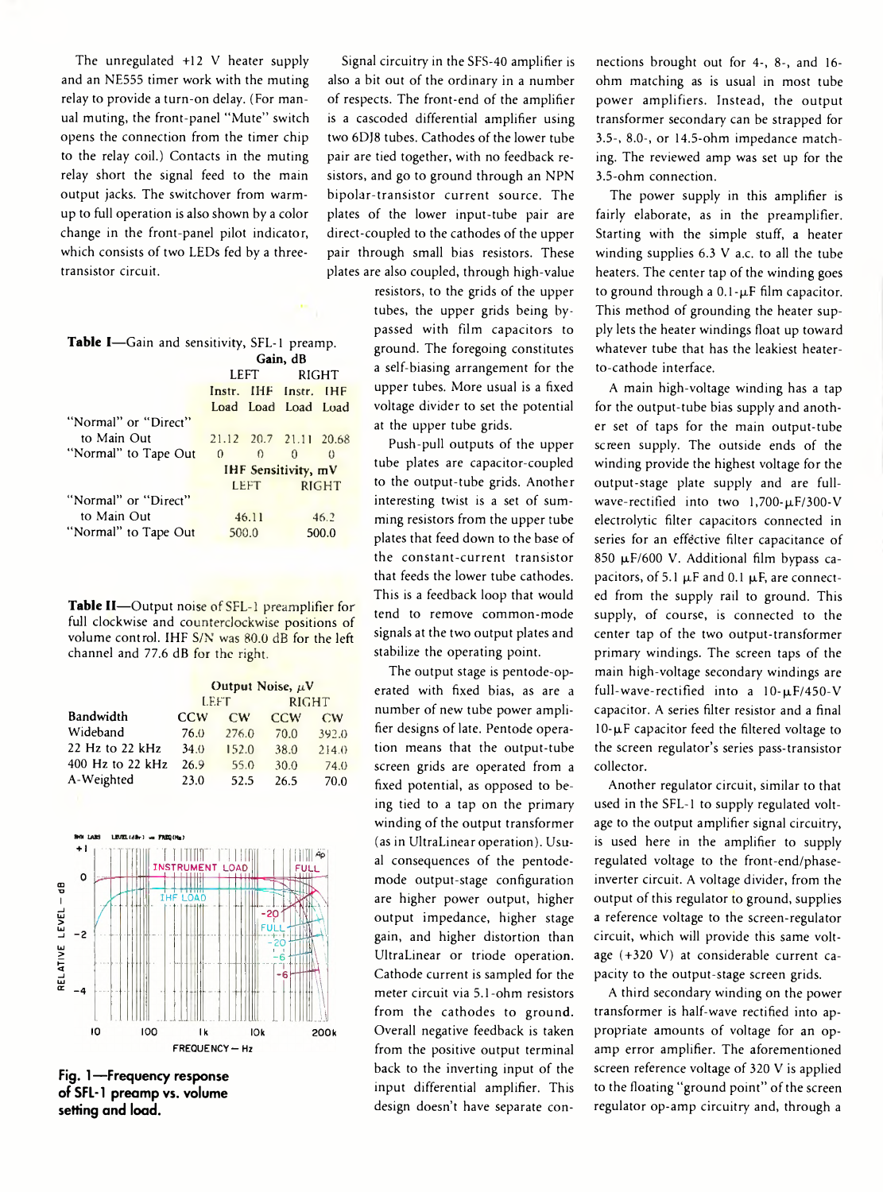The unregulated +12 V heater supply and an NE555 timer work with the muting relay to provide a turn-on delay. (For manual muting, the front-panel "Mute" switch opens the connection from the timer chip to the relay coil.) Contacts in the muting relay short the signal feed to the main output jacks. The switchover from warm-up to full operation is also shown by a color change in the front-panel pilot indicator, which consists of two LEDs fed by a three-transistor circuit.

**Table I**—Gain and sensitivity, SFL-1 preamp.

| | Gain, dB | | | |
|---|---|---|---|---|
| | LEFT | | RIGHT | |
| | Instr. Load | IHF Load | Instr. Load | IHF Load |
| "Normal" or "Direct" to Main Out | 21.12 | 20.7 | 21.11 | 20.68 |
| "Normal" to Tape Out | 0 | 0 | 0 | 0 |
| | IHF Sensitivity, mV | | | |
| | LEFT | | RIGHT | |
| "Normal" or "Direct" to Main Out | 46.11 | | 46.2 | |
| "Normal" to Tape Out | 500.0 | | 500.0 | |

**Table II**—Output noise of SFL-1 preamplifier for full clockwise and counterclockwise positions of volume control. IHF S/N was 80.0 dB for the left channel and 77.6 dB for the right.

| | Output Noise, μV | | | |
|---|---|---|---|---|
| | LEFT | | RIGHT | |
| Bandwidth | CCW | CW | CCW | CW |
| Wideband | 76.0 | 276.0 | 70.0 | 392.0 |
| 22 Hz to 22 kHz | 34.0 | 152.0 | 38.0 | 214.0 |
| 400 Hz to 22 kHz | 26.9 | 55.0 | 30.0 | 74.0 |
| A-Weighted | 23.0 | 52.5 | 26.5 | 70.0 |

BH LABS LEVEL(dBr) vs FREQ(Hz)

INSTRUMENT LOAD

IHF LOAD

FULL

-20

FULL

-20

-6

-6

RELATIVE LEVEL – dB

+1, 0, -2, -4

10, 100, 1k, 10k, 200k

FREQUENCY – Hz

**Fig. 1—Frequency response of SFL-1 preamp vs. volume setting and load.**

Signal circuitry in the SFS-40 amplifier is also a bit out of the ordinary in a number of respects. The front-end of the amplifier is a cascoded differential amplifier using two 6DJ8 tubes. Cathodes of the lower tube pair are tied together, with no feedback resistors, and go to ground through an NPN bipolar-transistor current source. The plates of the lower input-tube pair are direct-coupled to the cathodes of the upper pair through small bias resistors. These plates are also coupled, through high-value resistors, to the grids of the upper tubes, the upper grids being bypassed with film capacitors to ground. The foregoing constitutes a self-biasing arrangement for the upper tubes. More usual is a fixed voltage divider to set the potential at the upper tube grids.

Push-pull outputs of the upper tube plates are capacitor-coupled to the output-tube grids. Another interesting twist is a set of summing resistors from the upper tube plates that feed down to the base of the constant-current transistor that feeds the lower tube cathodes. This is a feedback loop that would tend to remove common-mode signals at the two output plates and stabilize the operating point.

The output stage is pentode-operated with fixed bias, as are a number of new tube power amplifier designs of late. Pentode operation means that the output-tube screen grids are operated from a fixed potential, as opposed to being tied to a tap on the primary winding of the output transformer (as in UltraLinear operation). Usual consequences of the pentode-mode output-stage configuration are higher power output, higher output impedance, higher stage gain, and higher distortion than UltraLinear or triode operation. Cathode current is sampled for the meter circuit via 5.1-ohm resistors from the cathodes to ground. Overall negative feedback is taken from the positive output terminal back to the inverting input of the input differential amplifier. This design doesn't have separate connections brought out for 4-, 8-, and 16-ohm matching as is usual in most tube power amplifiers. Instead, the output transformer secondary can be strapped for 3.5-, 8.0-, or 14.5-ohm impedance matching. The reviewed amp was set up for the 3.5-ohm connection.

The power supply in this amplifier is fairly elaborate, as in the preamplifier. Starting with the simple stuff, a heater winding supplies 6.3 V a.c. to all the tube heaters. The center tap of the winding goes to ground through a 0.1-μF film capacitor. This method of grounding the heater supply lets the heater windings float up toward whatever tube that has the leakiest heater-to-cathode interface.

A main high-voltage winding has a tap for the output-tube bias supply and another set of taps for the main output-tube screen supply. The outside ends of the winding provide the highest voltage for the output-stage plate supply and are full-wave-rectified into two 1,700-μF/300-V electrolytic filter capacitors connected in series for an effective filter capacitance of 850 μF/600 V. Additional film bypass capacitors, of 5.1 μF and 0.1 μF, are connected from the supply rail to ground. This supply, of course, is connected to the center tap of the two output-transformer primary windings. The screen taps of the main high-voltage secondary windings are full-wave-rectified into a 10-μF/450-V capacitor. A series filter resistor and a final 10-μF capacitor feed the filtered voltage to the screen regulator's series pass-transistor collector.

Another regulator circuit, similar to that used in the SFL-1 to supply regulated voltage to the output amplifier signal circuitry, is used here in the amplifier to supply regulated voltage to the front-end/phase-inverter circuit. A voltage divider, from the output of this regulator to ground, supplies a reference voltage to the screen-regulator circuit, which will provide this same voltage (+320 V) at considerable current capacity to the output-stage screen grids.

A third secondary winding on the power transformer is half-wave rectified into appropriate amounts of voltage for an op-amp error amplifier. The aforementioned screen reference voltage of 320 V is applied to the floating "ground point" of the screen regulator op-amp circuitry and, through a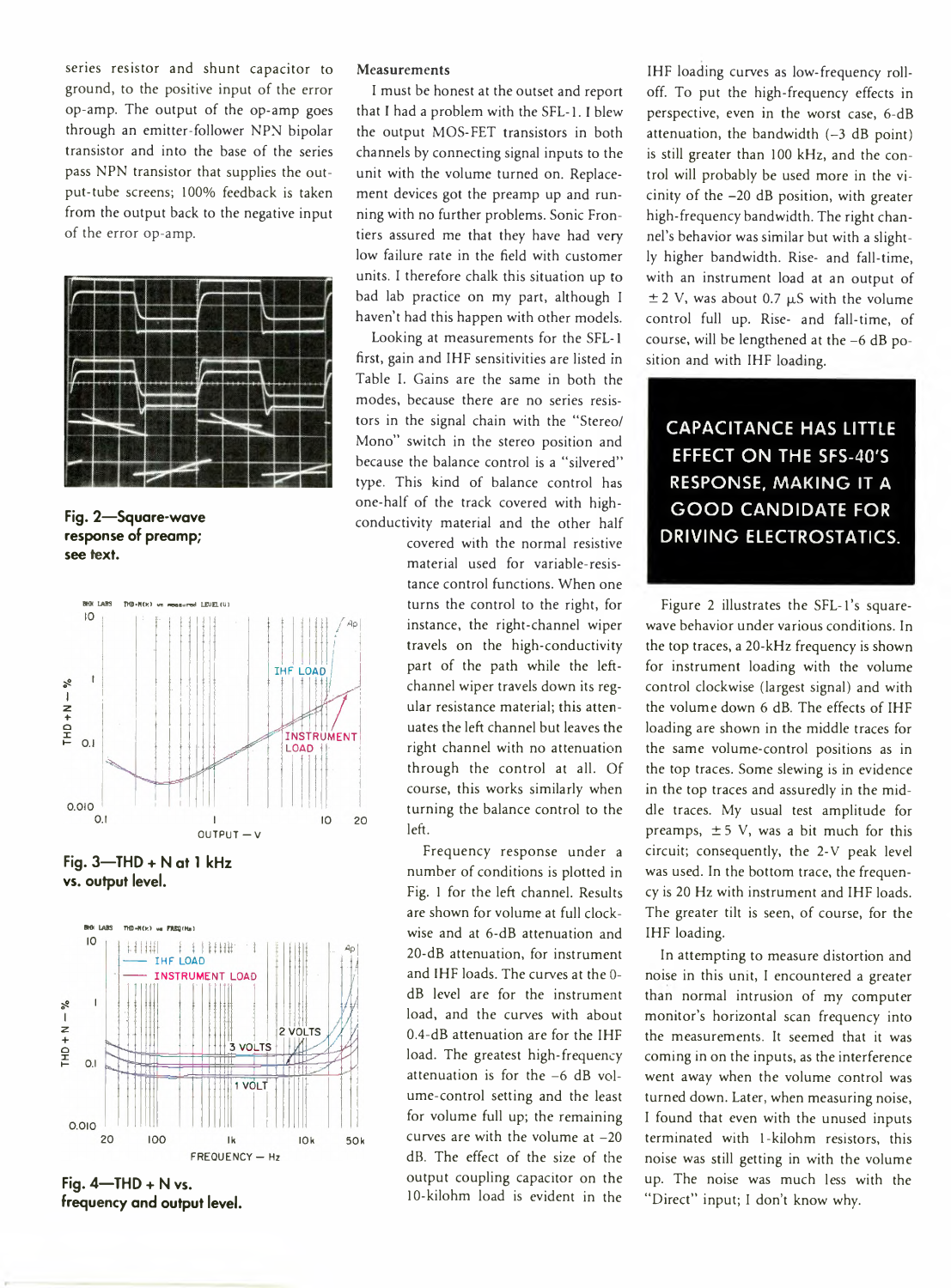series resistor and shunt capacitor to ground, to the positive input of the error op-amp. The output of the op-amp goes through an emitter-follower NPN bipolar transistor and into the base of the series pass NPN transistor that supplies the output-tube screens; 100% feedback is taken from the output back to the negative input of the error op-amp.

**Fig. 2—Square-wave response of preamp; see text.**

BHK LABS THD+N(%) vs measured LEVEL(V)

10

1

0.1

0.010

THD + N – %

0.1 1 10 20

OUTPUT – V

IHF LOAD

INSTRUMENT LOAD

Ap

**Fig. 3—THD + N at 1 kHz vs. output level.**

BHK LABS THD+N(%) vs FREQ(Hz)

10

1

0.1

0.010

THD + N – %

20 100 1k 10k 50k

FREQUENCY – Hz

IHF LOAD

INSTRUMENT LOAD

2 VOLTS

3 VOLTS

1 VOLT

Ap

**Fig. 4—THD + N vs. frequency and output level.**

## Measurements

I must be honest at the outset and report that I had a problem with the SFL-1. I blew the output MOS-FET transistors in both channels by connecting signal inputs to the unit with the volume turned on. Replacement devices got the preamp up and running with no further problems. Sonic Frontiers assured me that they have had very low failure rate in the field with customer units. I therefore chalk this situation up to bad lab practice on my part, although I haven't had this happen with other models.

Looking at measurements for the SFL-1 first, gain and IHF sensitivities are listed in Table I. Gains are the same in both the modes, because there are no series resistors in the signal chain with the "Stereo/Mono" switch in the stereo position and because the balance control is a "silvered" type. This kind of balance control has one-half of the track covered with high-conductivity material and the other half covered with the normal resistive material used for variable-resistance control functions. When one turns the control to the right, for instance, the right-channel wiper travels on the high-conductivity part of the path while the left-channel wiper travels down its regular resistance material; this attenuates the left channel but leaves the right channel with no attenuation through the control at all. Of course, this works similarly when turning the balance control to the left.

Frequency response under a number of conditions is plotted in Fig. 1 for the left channel. Results are shown for volume at full clockwise and at 6-dB attenuation and 20-dB attenuation, for instrument and IHF loads. The curves at the 0-dB level are for the instrument load, and the curves with about 0.4-dB attenuation are for the IHF load. The greatest high-frequency attenuation is for the –6 dB volume-control setting and the least for volume full up; the remaining curves are with the volume at –20 dB. The effect of the size of the output coupling capacitor on the 10-kilohm load is evident in the IHF loading curves as low-frequency rolloff. To put the high-frequency effects in perspective, even in the worst case, 6-dB attenuation, the bandwidth (–3 dB point) is still greater than 100 kHz, and the control will probably be used more in the vicinity of the –20 dB position, with greater high-frequency bandwidth. The right channel's behavior was similar but with a slightly higher bandwidth. Rise- and fall-time, with an instrument load at an output of ±2 V, was about 0.7 µS with the volume control full up. Rise- and fall-time, of course, will be lengthened at the –6 dB position and with IHF loading.

**CAPACITANCE HAS LITTLE EFFECT ON THE SFS-40'S RESPONSE, MAKING IT A GOOD CANDIDATE FOR DRIVING ELECTROSTATICS.**

Figure 2 illustrates the SFL-1's square-wave behavior under various conditions. In the top traces, a 20-kHz frequency is shown for instrument loading with the volume control clockwise (largest signal) and with the volume down 6 dB. The effects of IHF loading are shown in the middle traces for the same volume-control positions as in the top traces. Some slewing is in evidence in the top traces and assuredly in the middle traces. My usual test amplitude for preamps, ±5 V, was a bit much for this circuit; consequently, the 2-V peak level was used. In the bottom trace, the frequency is 20 Hz with instrument and IHF loads. The greater tilt is seen, of course, for the IHF loading.

In attempting to measure distortion and noise in this unit, I encountered a greater than normal intrusion of my computer monitor's horizontal scan frequency into the measurements. It seemed that it was coming in on the inputs, as the interference went away when the volume control was turned down. Later, when measuring noise, I found that even with the unused inputs terminated with 1-kilohm resistors, this noise was still getting in with the volume up. The noise was much less with the "Direct" input; I don't know why.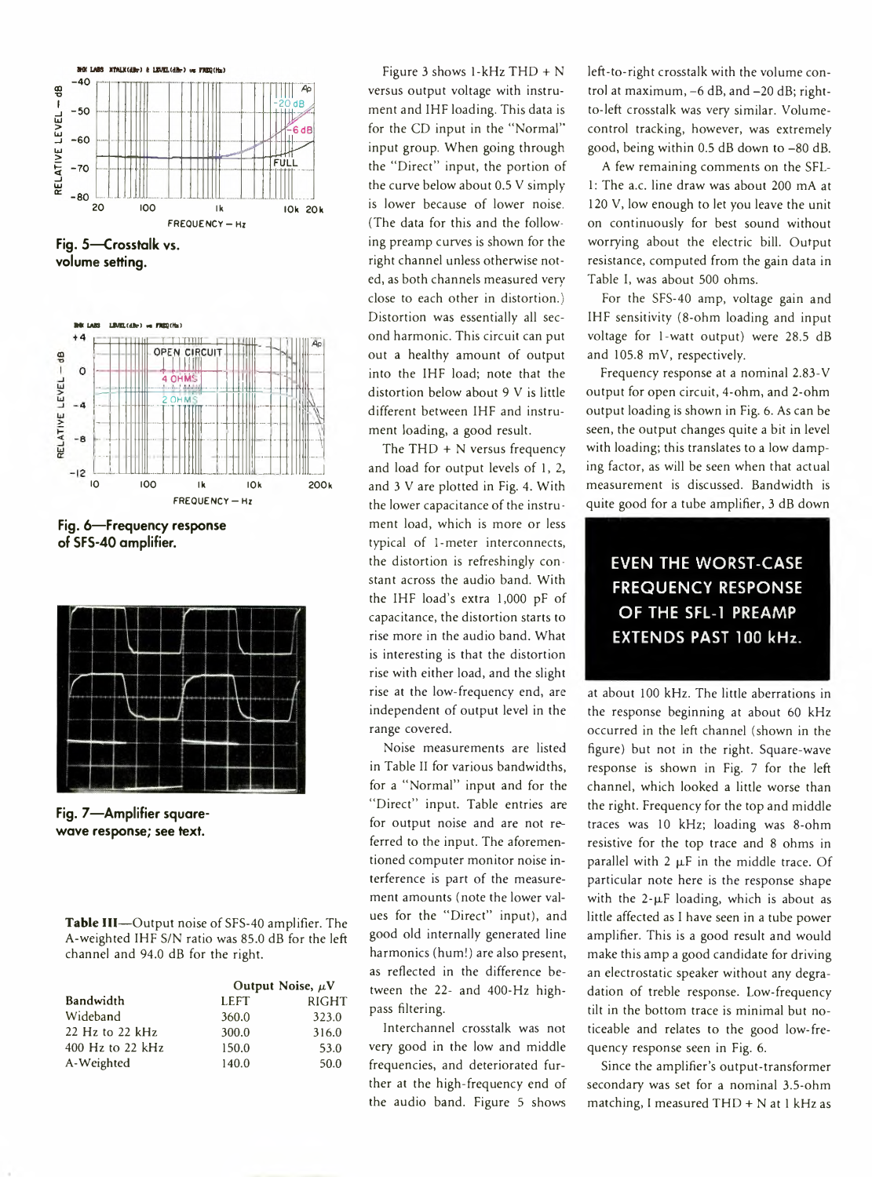BHK LABS XTALK(dBr) & LEVEL(dBr) vs FREQ(Hz)

-40
-50
-60
-70
-80

RELATIVE LEVEL – dB

20 100 1k 10k 20k

FREQUENCY – Hz

-20 dB
-6 dB
FULL
Ap

**Fig. 5—Crosstalk vs. volume setting.**

BHK LABS LEVEL(dBr) vs FREQ(Hz)

+4
0
-4
-8
-12

RELATIVE LEVEL – dB

10 100 1k 10k 200k

FREQUENCY – Hz

OPEN CIRCUIT
4 OHMS
2 OHMS
Ap

**Fig. 6—Frequency response of SFS-40 amplifier.**

**Fig. 7—Amplifier square-wave response; see text.**

**Table III**—Output noise of SFS-40 amplifier. The A-weighted IHF S/N ratio was 85.0 dB for the left channel and 94.0 dB for the right.

| | Output Noise, $\mu$V | |
|---|---|---|
| Bandwidth | LEFT | RIGHT |
| Wideband | 360.0 | 323.0 |
| 22 Hz to 22 kHz | 300.0 | 316.0 |
| 400 Hz to 22 kHz | 150.0 | 53.0 |
| A-Weighted | 140.0 | 50.0 |

Figure 3 shows 1-kHz THD + N versus output voltage with instrument and IHF loading. This data is for the CD input in the "Normal" input group. When going through the "Direct" input, the portion of the curve below about 0.5 V simply is lower because of lower noise. (The data for this and the following preamp curves is shown for the right channel unless otherwise noted, as both channels measured very close to each other in distortion.) Distortion was essentially all second harmonic. This circuit can put out a healthy amount of output into the IHF load; note that the distortion below about 9 V is little different between IHF and instrument loading, a good result.

The THD + N versus frequency and load for output levels of 1, 2, and 3 V are plotted in Fig. 4. With the lower capacitance of the instrument load, which is more or less typical of 1-meter interconnects, the distortion is refreshingly constant across the audio band. With the IHF load's extra 1,000 pF of capacitance, the distortion starts to rise more in the audio band. What is interesting is that the distortion rise with either load, and the slight rise at the low-frequency end, are independent of output level in the range covered.

Noise measurements are listed in Table II for various bandwidths, for a "Normal" input and for the "Direct" input. Table entries are for output noise and are not referred to the input. The aforementioned computer monitor noise interference is part of the measurement amounts (note the lower values for the "Direct" input), and good old internally generated line harmonics (hum!) are also present, as reflected in the difference between the 22- and 400-Hz high-pass filtering.

Interchannel crosstalk was not very good in the low and middle frequencies, and deteriorated further at the high-frequency end of the audio band. Figure 5 shows left-to-right crosstalk with the volume control at maximum, −6 dB, and −20 dB; right-to-left crosstalk was very similar. Volume-control tracking, however, was extremely good, being within 0.5 dB down to −80 dB.

A few remaining comments on the SFL-1: The a.c. line draw was about 200 mA at 120 V, low enough to let you leave the unit on continuously for best sound without worrying about the electric bill. Output resistance, computed from the gain data in Table I, was about 500 ohms.

For the SFS-40 amp, voltage gain and IHF sensitivity (8-ohm loading and input voltage for 1-watt output) were 28.5 dB and 105.8 mV, respectively.

Frequency response at a nominal 2.83-V output for open circuit, 4-ohm, and 2-ohm output loading is shown in Fig. 6. As can be seen, the output changes quite a bit in level with loading; this translates to a low damping factor, as will be seen when that actual measurement is discussed. Bandwidth is quite good for a tube amplifier, 3 dB down at about 100 kHz. The little aberrations in the response beginning at about 60 kHz occurred in the left channel (shown in the figure) but not in the right. Square-wave response is shown in Fig. 7 for the left channel, which looked a little worse than the right. Frequency for the top and middle traces was 10 kHz; loading was 8-ohm resistive for the top trace and 8 ohms in parallel with 2 $\mu$F in the middle trace. Of particular note here is the response shape with the 2-$\mu$F loading, which is about as little affected as I have seen in a tube power amplifier. This is a good result and would make this amp a good candidate for driving an electrostatic speaker without any degradation of treble response. Low-frequency tilt in the bottom trace is minimal but noticeable and relates to the good low-frequency response seen in Fig. 6.

**EVEN THE WORST-CASE FREQUENCY RESPONSE OF THE SFL-1 PREAMP EXTENDS PAST 100 kHz.**

Since the amplifier's output-transformer secondary was set for a nominal 3.5-ohm matching, I measured THD + N at 1 kHz as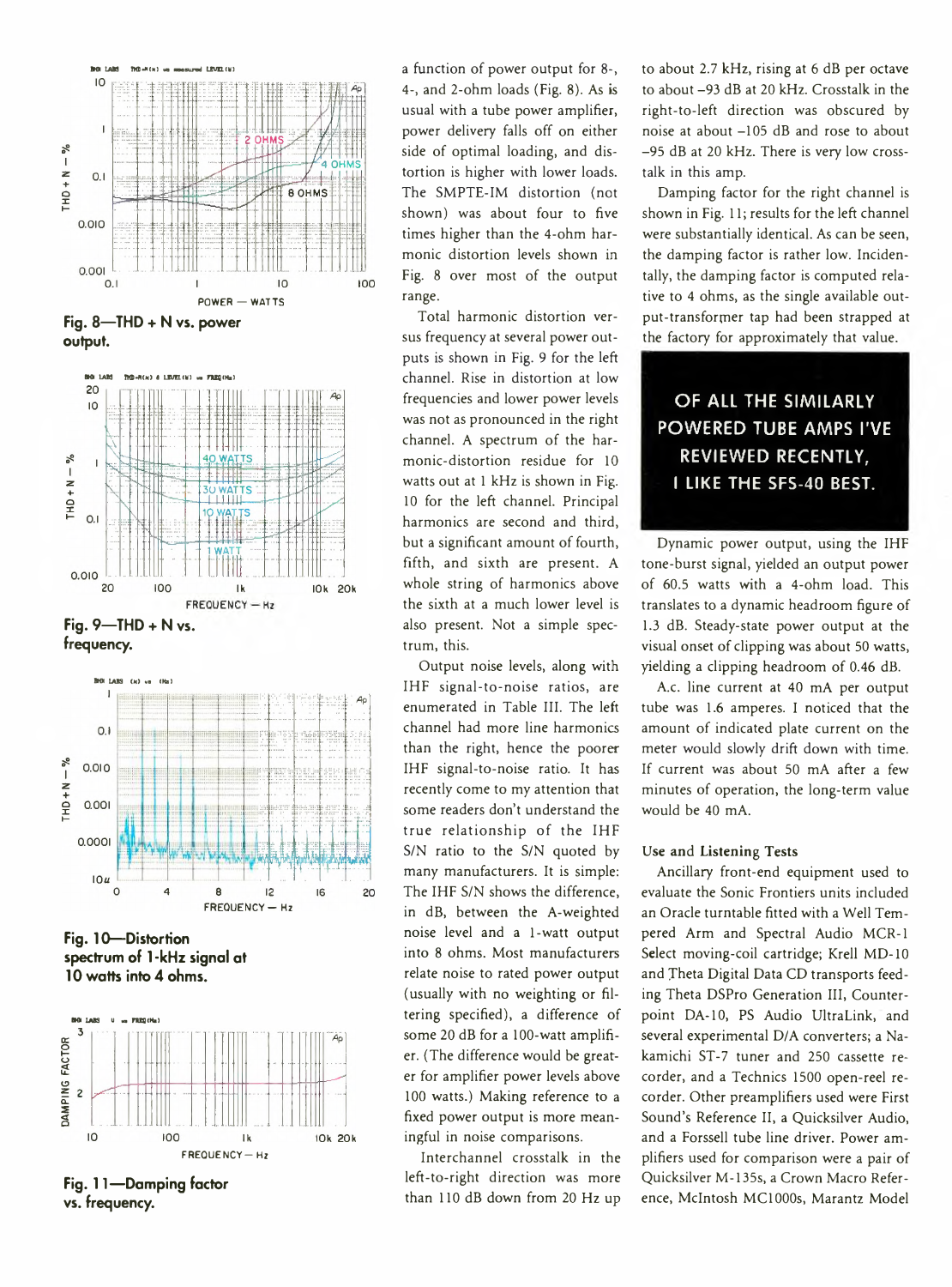BQ LABS THD+N(%) vs measured LEVEL(W)

10

1

0.1

0.010

0.001

THD + N — %

0.1 1 10 100

POWER — WATTS

2 OHMS

4 OHMS

8 OHMS

Ap

**Fig. 8—THD + N vs. power output.**

BQ LABS THD+N(%) & LEVEL(W) vs FREQ(Hz)

20

10

1

0.1

0.010

THD + N — %

20 100 1k 10k 20k

FREQUENCY — Hz

40 WATTS

30 WATTS

10 WATTS

1 WATT

Ap

**Fig. 9—THD + N vs. frequency.**

BQ LABS (%) vs (Hz)

1

0.1

0.010

0.001

0.0001

10u

THD + N — %

0 4 8 12 16 20

FREQUENCY — Hz

Ap

**Fig. 10—Distortion spectrum of 1-kHz signal at 10 watts into 4 ohms.**

BQ LABS U vs FREQ(Hz)

3

2

DAMPING FACTOR

10 100 1k 10k 20k

FREQUENCY — Hz

Ap

**Fig. 11—Damping factor vs. frequency.**

a function of power output for 8-, 4-, and 2-ohm loads (Fig. 8). As is usual with a tube power amplifier, power delivery falls off on either side of optimal loading, and distortion is higher with lower loads. The SMPTE-IM distortion (not shown) was about four to five times higher than the 4-ohm harmonic distortion levels shown in Fig. 8 over most of the output range.

Total harmonic distortion versus frequency at several power outputs is shown in Fig. 9 for the left channel. Rise in distortion at low frequencies and lower power levels was not as pronounced in the right channel. A spectrum of the harmonic-distortion residue for 10 watts out at 1 kHz is shown in Fig. 10 for the left channel. Principal harmonics are second and third, but a significant amount of fourth, fifth, and sixth are present. A whole string of harmonics above the sixth at a much lower level is also present. Not a simple spectrum, this.

Output noise levels, along with IHF signal-to-noise ratios, are enumerated in Table III. The left channel had more line harmonics than the right, hence the poorer IHF signal-to-noise ratio. It has recently come to my attention that some readers don't understand the true relationship of the IHF S/N ratio to the S/N quoted by many manufacturers. It is simple: The IHF S/N shows the difference, in dB, between the A-weighted noise level and a 1-watt output into 8 ohms. Most manufacturers relate noise to rated power output (usually with no weighting or filtering specified), a difference of some 20 dB for a 100-watt amplifier. (The difference would be greater for amplifier power levels above 100 watts.) Making reference to a fixed power output is more meaningful in noise comparisons.

Interchannel crosstalk in the left-to-right direction was more than 110 dB down from 20 Hz up to about 2.7 kHz, rising at 6 dB per octave to about −93 dB at 20 kHz. Crosstalk in the right-to-left direction was obscured by noise at about −105 dB and rose to about −95 dB at 20 kHz. There is very low crosstalk in this amp.

Damping factor for the right channel is shown in Fig. 11; results for the left channel were substantially identical. As can be seen, the damping factor is rather low. Incidentally, the damping factor is computed relative to 4 ohms, as the single available output-transformer tap had been strapped at the factory for approximately that value.

**OF ALL THE SIMILARLY POWERED TUBE AMPS I'VE REVIEWED RECENTLY, I LIKE THE SFS-40 BEST.**

Dynamic power output, using the IHF tone-burst signal, yielded an output power of 60.5 watts with a 4-ohm load. This translates to a dynamic headroom figure of 1.3 dB. Steady-state power output at the visual onset of clipping was about 50 watts, yielding a clipping headroom of 0.46 dB.

A.c. line current at 40 mA per output tube was 1.6 amperes. I noticed that the amount of indicated plate current on the meter would slowly drift down with time. If current was about 50 mA after a few minutes of operation, the long-term value would be 40 mA.

### Use and Listening Tests

Ancillary front-end equipment used to evaluate the Sonic Frontiers units included an Oracle turntable fitted with a Well Tempered Arm and Spectral Audio MCR-1 Select moving-coil cartridge; Krell MD-10 and Theta Digital Data CD transports feeding Theta DSPro Generation III, Counterpoint DA-10, PS Audio UltraLink, and several experimental D/A converters; a Nakamichi ST-7 tuner and 250 cassette recorder, and a Technics 1500 open-reel recorder. Other preamplifiers used were First Sound's Reference II, a Quicksilver Audio, and a Forssell tube line driver. Power amplifiers used for comparison were a pair of Quicksilver M-135s, a Crown Macro Reference, McIntosh MC1000s, Marantz Model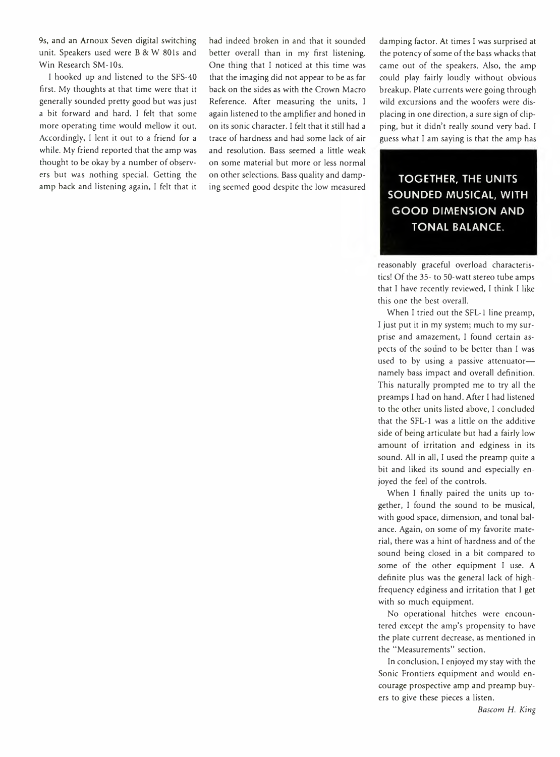9s, and an Arnoux Seven digital switching unit. Speakers used were B & W 801s and Win Research SM-10s.

I hooked up and listened to the SFS-40 first. My thoughts at that time were that it generally sounded pretty good but was just a bit forward and hard. I felt that some more operating time would mellow it out. Accordingly, I lent it out to a friend for a while. My friend reported that the amp was thought to be okay by a number of observers but was nothing special. Getting the amp back and listening again, I felt that it had indeed broken in and that it sounded better overall than in my first listening. One thing that I noticed at this time was that the imaging did not appear to be as far back on the sides as with the Crown Macro Reference. After measuring the units, I again listened to the amplifier and honed in on its sonic character. I felt that it still had a trace of hardness and had some lack of air and resolution. Bass seemed a little weak on some material but more or less normal on other selections. Bass quality and damping seemed good despite the low measured damping factor. At times I was surprised at the potency of some of the bass whacks that came out of the speakers. Also, the amp could play fairly loudly without obvious breakup. Plate currents were going through wild excursions and the woofers were displacing in one direction, a sure sign of clipping, but it didn't really sound very bad. I guess what I am saying is that the amp has reasonably graceful overload characteristics! Of the 35- to 50-watt stereo tube amps that I have recently reviewed, I think I like this one the best overall.

**TOGETHER, THE UNITS SOUNDED MUSICAL, WITH GOOD DIMENSION AND TONAL BALANCE.**

When I tried out the SFL-1 line preamp, I just put it in my system; much to my surprise and amazement, I found certain aspects of the sound to be better than I was used to by using a passive attenuator—namely bass impact and overall definition. This naturally prompted me to try all the preamps I had on hand. After I had listened to the other units listed above, I concluded that the SFL-1 was a little on the additive side of being articulate but had a fairly low amount of irritation and edginess in its sound. All in all, I used the preamp quite a bit and liked its sound and especially enjoyed the feel of the controls.

When I finally paired the units up together, I found the sound to be musical, with good space, dimension, and tonal balance. Again, on some of my favorite material, there was a hint of hardness and of the sound being closed in a bit compared to some of the other equipment I use. A definite plus was the general lack of high-frequency edginess and irritation that I get with so much equipment.

No operational hitches were encountered except the amp's propensity to have the plate current decrease, as mentioned in the "Measurements" section.

In conclusion, I enjoyed my stay with the Sonic Frontiers equipment and would encourage prospective amp and preamp buyers to give these pieces a listen.

*Bascom H. King*